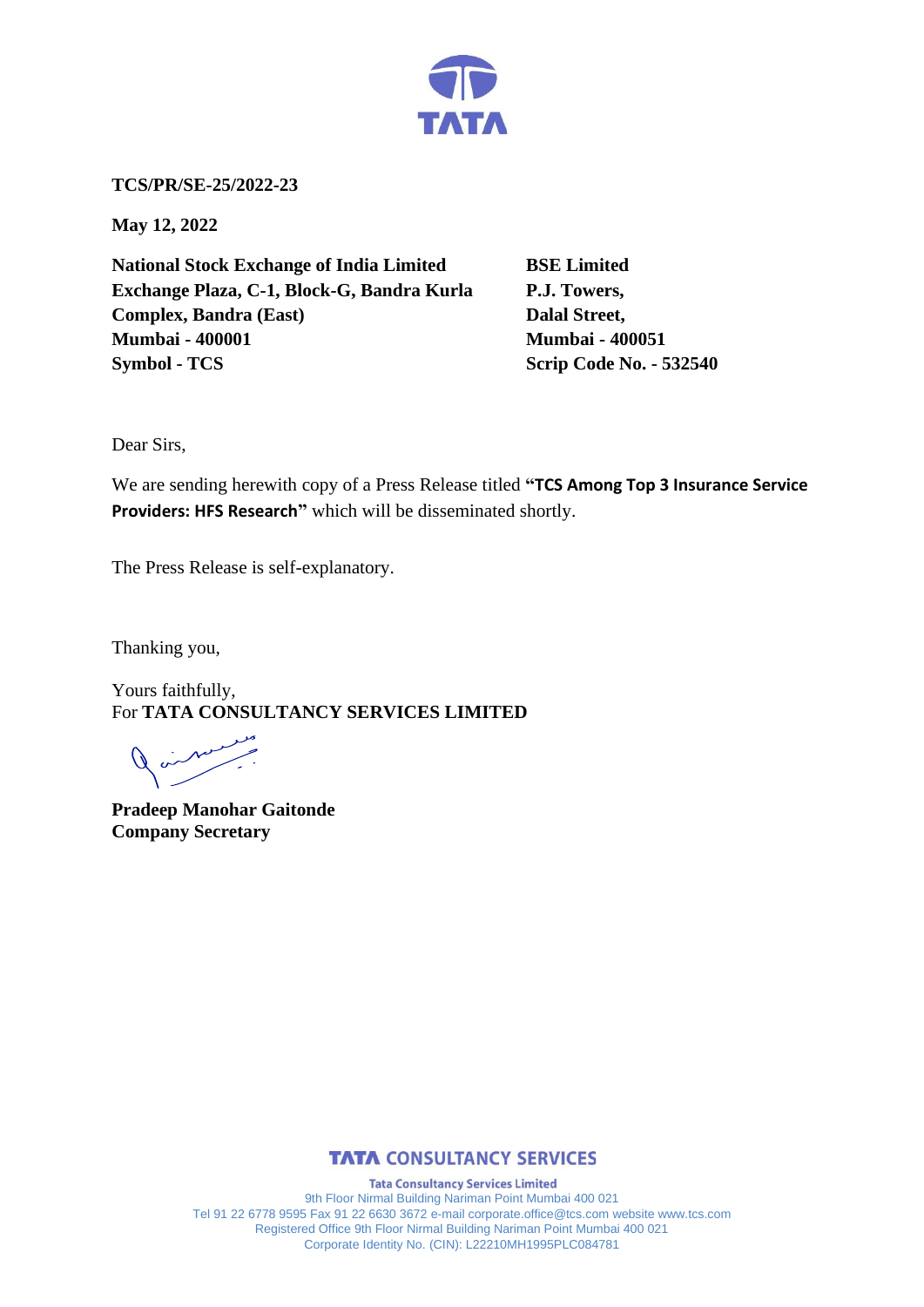**TCS/PR/SE-25/2022-23**

**May 12, 2022**

**National Stock Exchange of India Limited**
**Exchange Plaza, C-1, Block-G, Bandra Kurla Complex, Bandra (East)**
**Mumbai - 400001**
**Symbol - TCS**

**BSE Limited**
**P.J. Towers,**
**Dalal Street,**
**Mumbai - 400051**
**Scrip Code No. - 532540**

Dear Sirs,

We are sending herewith copy of a Press Release titled **"TCS Among Top 3 Insurance Service Providers: HFS Research"** which will be disseminated shortly.

The Press Release is self-explanatory.

Thanking you,

Yours faithfully,
For **TATA CONSULTANCY SERVICES LIMITED**

**Pradeep Manohar Gaitonde**
**Company Secretary**

**TATA CONSULTANCY SERVICES**

**Tata Consultancy Services Limited**
9th Floor Nirmal Building Nariman Point Mumbai 400 021
Tel 91 22 6778 9595 Fax 91 22 6630 3672 e-mail corporate.office@tcs.com website www.tcs.com
Registered Office 9th Floor Nirmal Building Nariman Point Mumbai 400 021
Corporate Identity No. (CIN): L22210MH1995PLC084781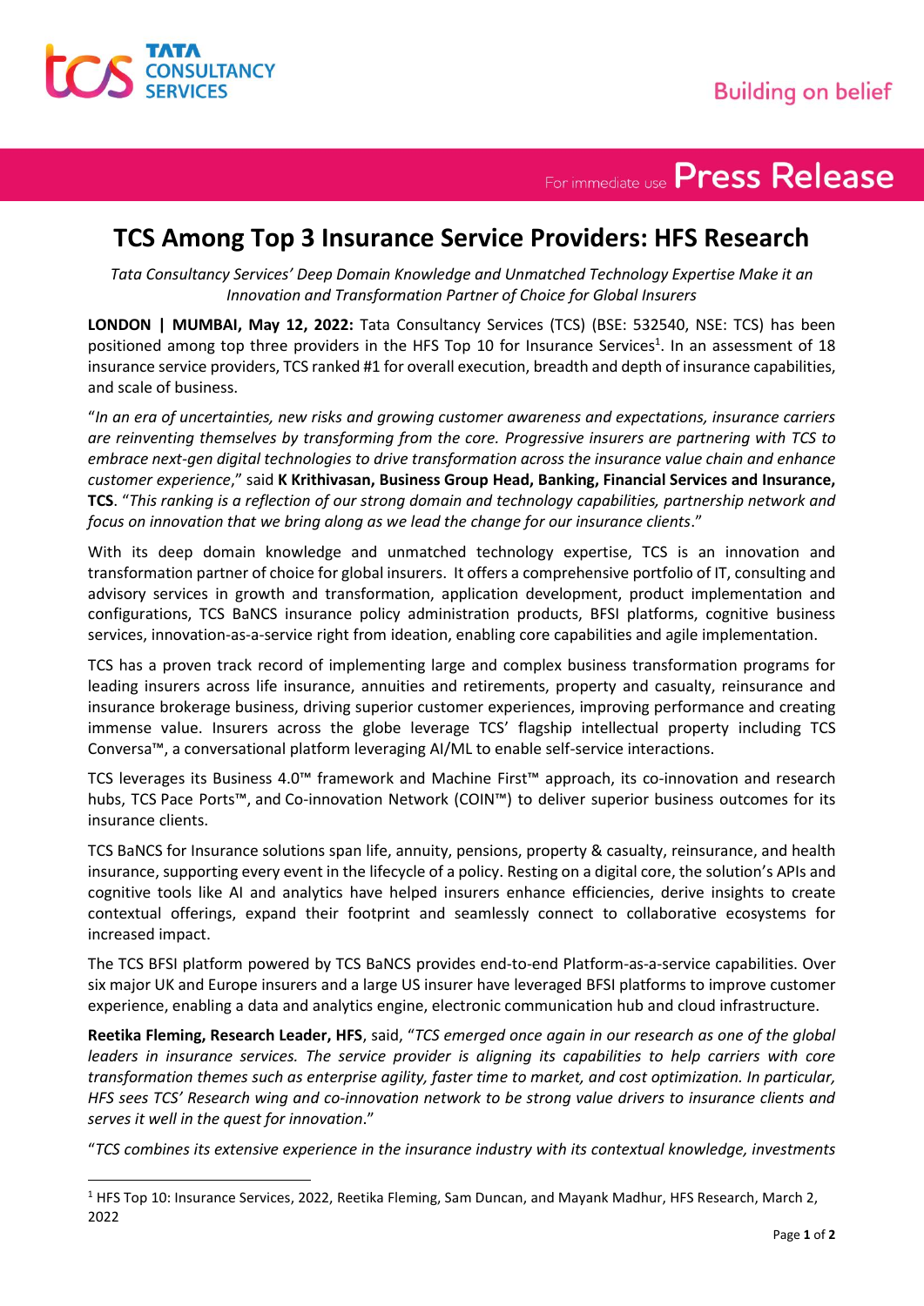For immediate use **Press Release**

# TCS Among Top 3 Insurance Service Providers: HFS Research

*Tata Consultancy Services' Deep Domain Knowledge and Unmatched Technology Expertise Make it an Innovation and Transformation Partner of Choice for Global Insurers*

**LONDON | MUMBAI, May 12, 2022:** Tata Consultancy Services (TCS) (BSE: 532540, NSE: TCS) has been positioned among top three providers in the HFS Top 10 for Insurance Services[1]. In an assessment of 18 insurance service providers, TCS ranked #1 for overall execution, breadth and depth of insurance capabilities, and scale of business.

"*In an era of uncertainties, new risks and growing customer awareness and expectations, insurance carriers are reinventing themselves by transforming from the core. Progressive insurers are partnering with TCS to embrace next-gen digital technologies to drive transformation across the insurance value chain and enhance customer experience*," said **K Krithivasan, Business Group Head, Banking, Financial Services and Insurance, TCS**. "*This ranking is a reflection of our strong domain and technology capabilities, partnership network and focus on innovation that we bring along as we lead the change for our insurance clients*."

With its deep domain knowledge and unmatched technology expertise, TCS is an innovation and transformation partner of choice for global insurers. It offers a comprehensive portfolio of IT, consulting and advisory services in growth and transformation, application development, product implementation and configurations, TCS BaNCS insurance policy administration products, BFSI platforms, cognitive business services, innovation-as-a-service right from ideation, enabling core capabilities and agile implementation.

TCS has a proven track record of implementing large and complex business transformation programs for leading insurers across life insurance, annuities and retirements, property and casualty, reinsurance and insurance brokerage business, driving superior customer experiences, improving performance and creating immense value. Insurers across the globe leverage TCS' flagship intellectual property including TCS Conversa™, a conversational platform leveraging AI/ML to enable self-service interactions.

TCS leverages its Business 4.0™ framework and Machine First™ approach, its co-innovation and research hubs, TCS Pace Ports™, and Co-innovation Network (COIN™) to deliver superior business outcomes for its insurance clients.

TCS BaNCS for Insurance solutions span life, annuity, pensions, property & casualty, reinsurance, and health insurance, supporting every event in the lifecycle of a policy. Resting on a digital core, the solution's APIs and cognitive tools like AI and analytics have helped insurers enhance efficiencies, derive insights to create contextual offerings, expand their footprint and seamlessly connect to collaborative ecosystems for increased impact.

The TCS BFSI platform powered by TCS BaNCS provides end-to-end Platform-as-a-service capabilities. Over six major UK and Europe insurers and a large US insurer have leveraged BFSI platforms to improve customer experience, enabling a data and analytics engine, electronic communication hub and cloud infrastructure.

**Reetika Fleming, Research Leader, HFS**, said, "*TCS emerged once again in our research as one of the global leaders in insurance services. The service provider is aligning its capabilities to help carriers with core transformation themes such as enterprise agility, faster time to market, and cost optimization. In particular, HFS sees TCS' Research wing and co-innovation network to be strong value drivers to insurance clients and serves it well in the quest for innovation*."

"*TCS combines its extensive experience in the insurance industry with its contextual knowledge, investments*

---

[1] HFS Top 10: Insurance Services, 2022, Reetika Fleming, Sam Duncan, and Mayank Madhur, HFS Research, March 2, 2022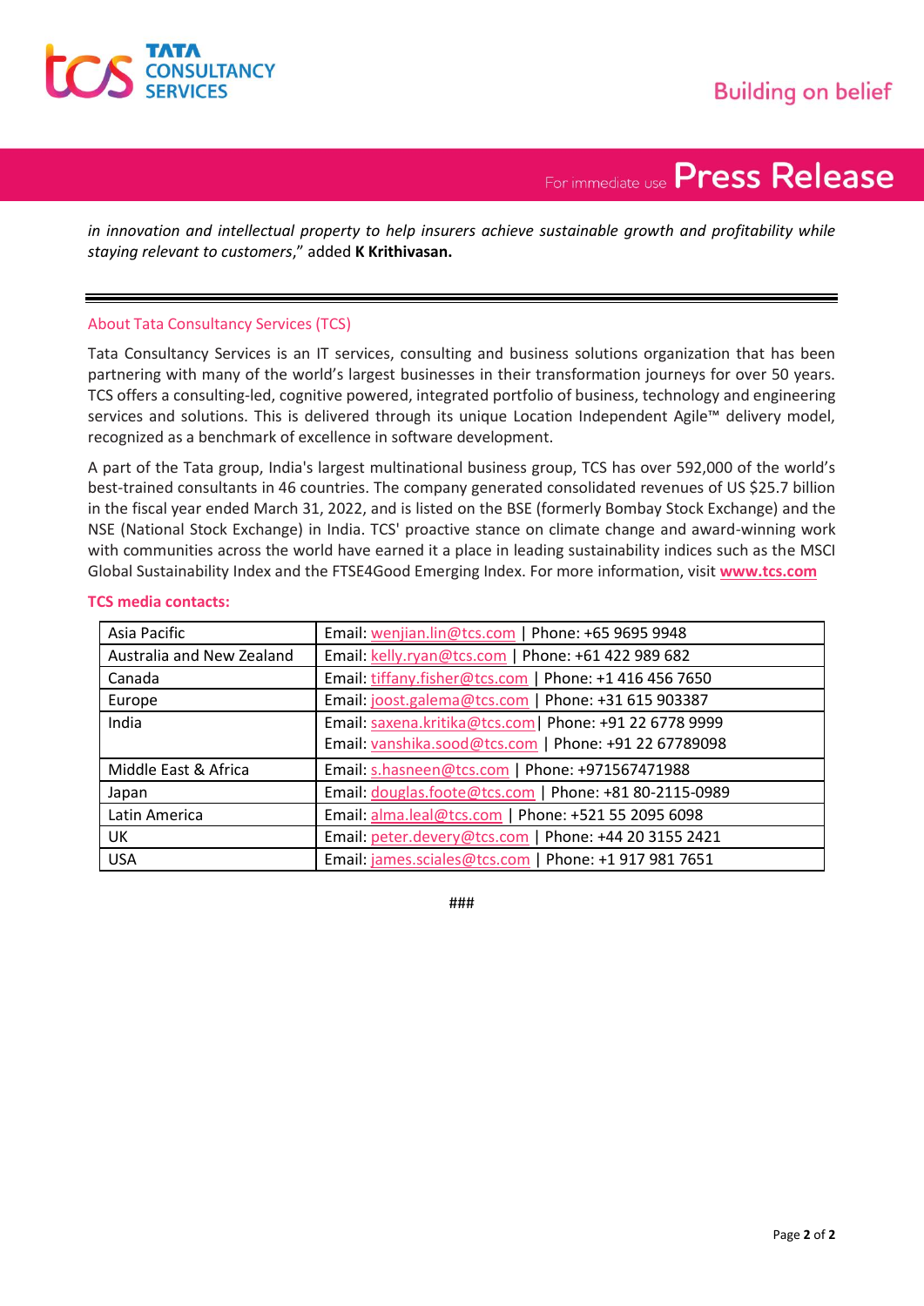*in innovation and intellectual property to help insurers achieve sustainable growth and profitability while staying relevant to customers*," added **K Krithivasan.**

---

## About Tata Consultancy Services (TCS)

Tata Consultancy Services is an IT services, consulting and business solutions organization that has been partnering with many of the world's largest businesses in their transformation journeys for over 50 years. TCS offers a consulting-led, cognitive powered, integrated portfolio of business, technology and engineering services and solutions. This is delivered through its unique Location Independent Agile™ delivery model, recognized as a benchmark of excellence in software development.

A part of the Tata group, India's largest multinational business group, TCS has over 592,000 of the world's best-trained consultants in 46 countries. The company generated consolidated revenues of US $25.7 billion in the fiscal year ended March 31, 2022, and is listed on the BSE (formerly Bombay Stock Exchange) and the NSE (National Stock Exchange) in India. TCS' proactive stance on climate change and award-winning work with communities across the world have earned it a place in leading sustainability indices such as the MSCI Global Sustainability Index and the FTSE4Good Emerging Index. For more information, visit **www.tcs.com**

**TCS media contacts:**

| | |
|---|---|
| Asia Pacific | Email: wenjian.lin@tcs.com \| Phone: +65 9695 9948 |
| Australia and New Zealand | Email: kelly.ryan@tcs.com \| Phone: +61 422 989 682 |
| Canada | Email: tiffany.fisher@tcs.com \| Phone: +1 416 456 7650 |
| Europe | Email: joost.galema@tcs.com \| Phone: +31 615 903387 |
| India | Email: saxena.kritika@tcs.com\| Phone: +91 22 6778 9999<br>Email: vanshika.sood@tcs.com \| Phone: +91 22 67789098 |
| Middle East & Africa | Email: s.hasneen@tcs.com \| Phone: +971567471988 |
| Japan | Email: douglas.foote@tcs.com \| Phone: +81 80-2115-0989 |
| Latin America | Email: alma.leal@tcs.com \| Phone: +521 55 2095 6098 |
| UK | Email: peter.devery@tcs.com \| Phone: +44 20 3155 2421 |
| USA | Email: james.sciales@tcs.com \| Phone: +1 917 981 7651 |

###